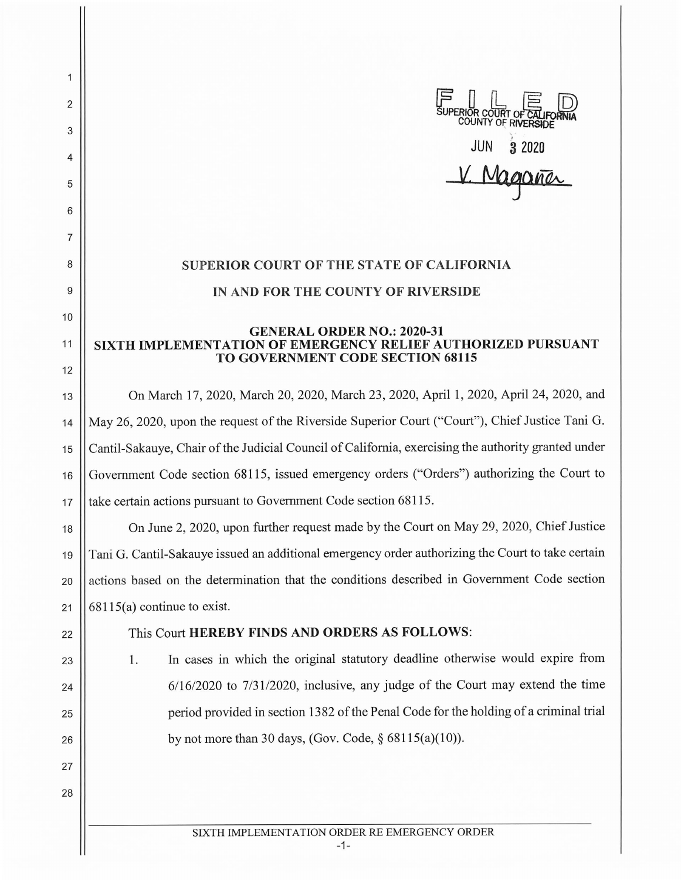FILED
SUPERIOR COURT OF CALIFORNIA
COUNTY OF RIVERSIDE

JUN 3 2020

V. Magaña

# SUPERIOR COURT OF THE STATE OF CALIFORNIA

# IN AND FOR THE COUNTY OF RIVERSIDE

## GENERAL ORDER NO.: 2020-31
## SIXTH IMPLEMENTATION OF EMERGENCY RELIEF AUTHORIZED PURSUANT TO GOVERNMENT CODE SECTION 68115

On March 17, 2020, March 20, 2020, March 23, 2020, April 1, 2020, April 24, 2020, and May 26, 2020, upon the request of the Riverside Superior Court ("Court"), Chief Justice Tani G. Cantil-Sakauye, Chair of the Judicial Council of California, exercising the authority granted under Government Code section 68115, issued emergency orders ("Orders") authorizing the Court to take certain actions pursuant to Government Code section 68115.

On June 2, 2020, upon further request made by the Court on May 29, 2020, Chief Justice Tani G. Cantil-Sakauye issued an additional emergency order authorizing the Court to take certain actions based on the determination that the conditions described in Government Code section 68115(a) continue to exist.

This Court **HEREBY FINDS AND ORDERS AS FOLLOWS**:

1. In cases in which the original statutory deadline otherwise would expire from 6/16/2020 to 7/31/2020, inclusive, any judge of the Court may extend the time period provided in section 1382 of the Penal Code for the holding of a criminal trial by not more than 30 days, (Gov. Code, § 68115(a)(10)).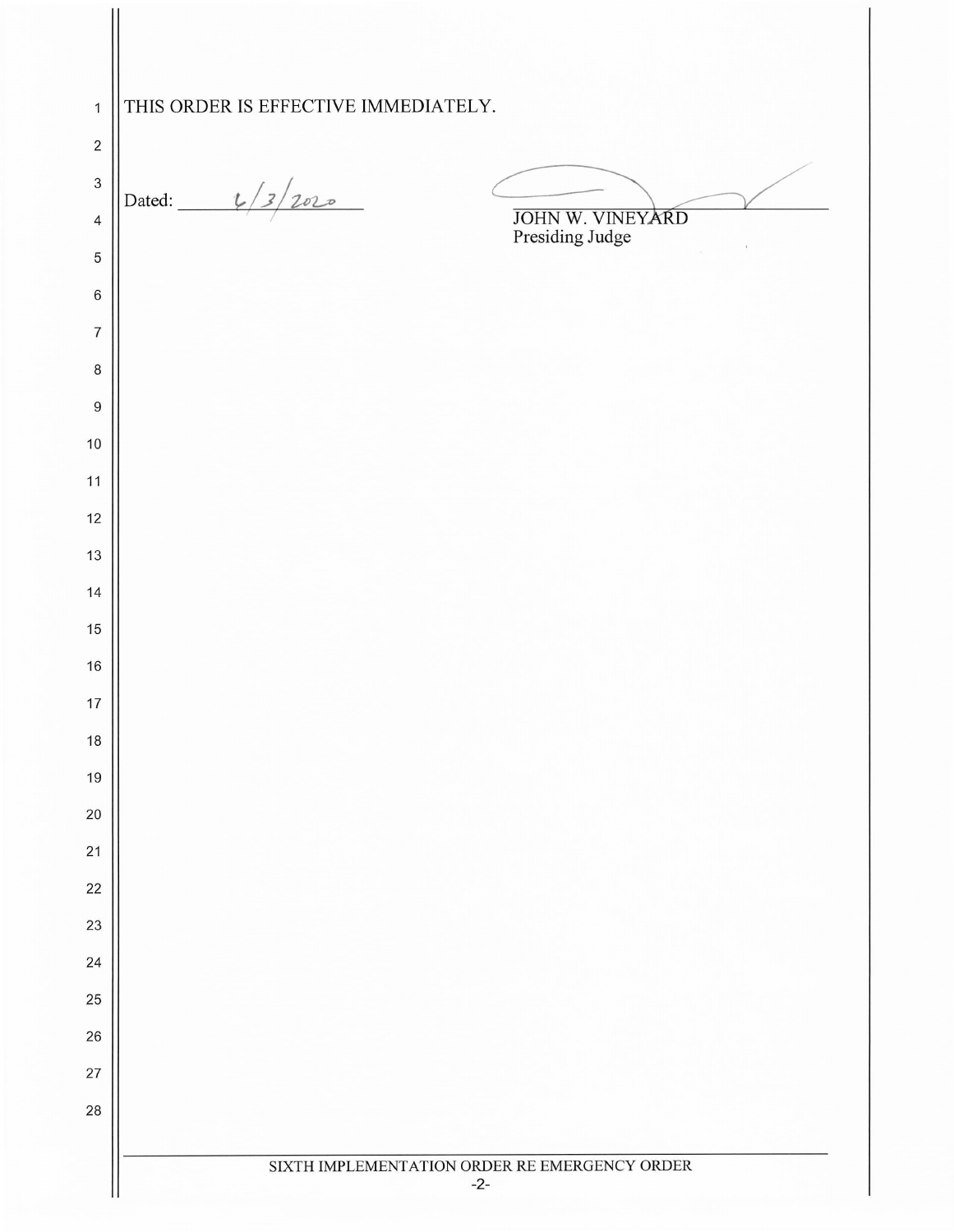THIS ORDER IS EFFECTIVE IMMEDIATELY.

Dated: 6/3/2020

JOHN W. VINEYARD
Presiding Judge

SIXTH IMPLEMENTATION ORDER RE EMERGENCY ORDER